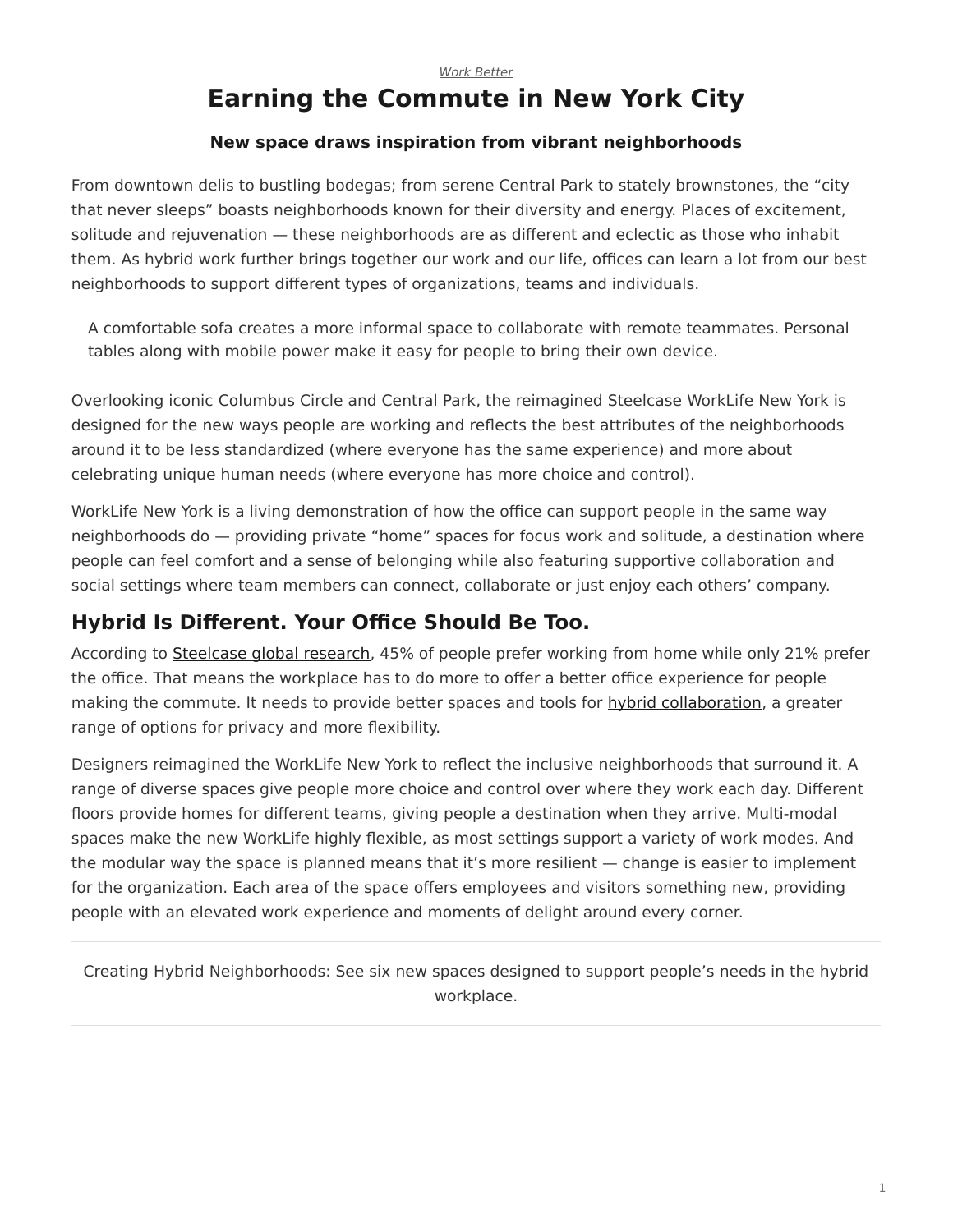*Work Better*

# Earning the Commute in New York City

### New space draws inspiration from vibrant neighborhoods

From downtown delis to bustling bodegas; from serene Central Park to stately brownstones, the "city that never sleeps" boasts neighborhoods known for their diversity and energy. Places of excitement, solitude and rejuvenation — these neighborhoods are as different and eclectic as those who inhabit them. As hybrid work further brings together our work and our life, offices can learn a lot from our best neighborhoods to support different types of organizations, teams and individuals.

> A comfortable sofa creates a more informal space to collaborate with remote teammates. Personal tables along with mobile power make it easy for people to bring their own device.

Overlooking iconic Columbus Circle and Central Park, the reimagined Steelcase WorkLife New York is designed for the new ways people are working and reflects the best attributes of the neighborhoods around it to be less standardized (where everyone has the same experience) and more about celebrating unique human needs (where everyone has more choice and control).

WorkLife New York is a living demonstration of how the office can support people in the same way neighborhoods do — providing private "home" spaces for focus work and solitude, a destination where people can feel comfort and a sense of belonging while also featuring supportive collaboration and social settings where team members can connect, collaborate or just enjoy each others' company.

## Hybrid Is Different. Your Office Should Be Too.

According to Steelcase global research, 45% of people prefer working from home while only 21% prefer the office. That means the workplace has to do more to offer a better office experience for people making the commute. It needs to provide better spaces and tools for hybrid collaboration, a greater range of options for privacy and more flexibility.

Designers reimagined the WorkLife New York to reflect the inclusive neighborhoods that surround it. A range of diverse spaces give people more choice and control over where they work each day. Different floors provide homes for different teams, giving people a destination when they arrive. Multi-modal spaces make the new WorkLife highly flexible, as most settings support a variety of work modes. And the modular way the space is planned means that it's more resilient — change is easier to implement for the organization. Each area of the space offers employees and visitors something new, providing people with an elevated work experience and moments of delight around every corner.

---

Creating Hybrid Neighborhoods: See six new spaces designed to support people's needs in the hybrid workplace.

---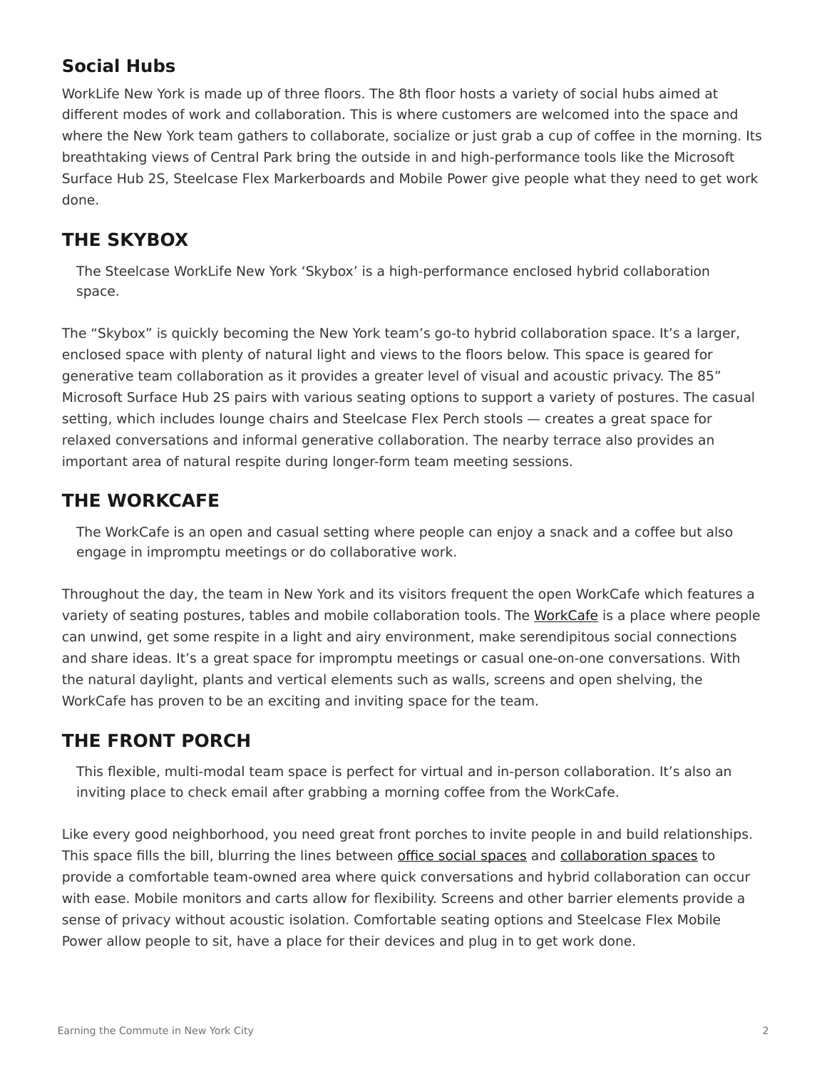### Social Hubs

WorkLife New York is made up of three floors. The 8th floor hosts a variety of social hubs aimed at different modes of work and collaboration. This is where customers are welcomed into the space and where the New York team gathers to collaborate, socialize or just grab a cup of coffee in the morning. Its breathtaking views of Central Park bring the outside in and high-performance tools like the Microsoft Surface Hub 2S, Steelcase Flex Markerboards and Mobile Power give people what they need to get work done.

## THE SKYBOX

> The Steelcase WorkLife New York 'Skybox' is a high-performance enclosed hybrid collaboration space.

The "Skybox" is quickly becoming the New York team's go-to hybrid collaboration space. It's a larger, enclosed space with plenty of natural light and views to the floors below. This space is geared for generative team collaboration as it provides a greater level of visual and acoustic privacy. The 85" Microsoft Surface Hub 2S pairs with various seating options to support a variety of postures. The casual setting, which includes lounge chairs and Steelcase Flex Perch stools — creates a great space for relaxed conversations and informal generative collaboration. The nearby terrace also provides an important area of natural respite during longer-form team meeting sessions.

## THE WORKCAFE

> The WorkCafe is an open and casual setting where people can enjoy a snack and a coffee but also engage in impromptu meetings or do collaborative work.

Throughout the day, the team in New York and its visitors frequent the open WorkCafe which features a variety of seating postures, tables and mobile collaboration tools. The WorkCafe is a place where people can unwind, get some respite in a light and airy environment, make serendipitous social connections and share ideas. It's a great space for impromptu meetings or casual one-on-one conversations. With the natural daylight, plants and vertical elements such as walls, screens and open shelving, the WorkCafe has proven to be an exciting and inviting space for the team.

## THE FRONT PORCH

> This flexible, multi-modal team space is perfect for virtual and in-person collaboration. It's also an inviting place to check email after grabbing a morning coffee from the WorkCafe.

Like every good neighborhood, you need great front porches to invite people in and build relationships. This space fills the bill, blurring the lines between office social spaces and collaboration spaces to provide a comfortable team-owned area where quick conversations and hybrid collaboration can occur with ease. Mobile monitors and carts allow for flexibility. Screens and other barrier elements provide a sense of privacy without acoustic isolation. Comfortable seating options and Steelcase Flex Mobile Power allow people to sit, have a place for their devices and plug in to get work done.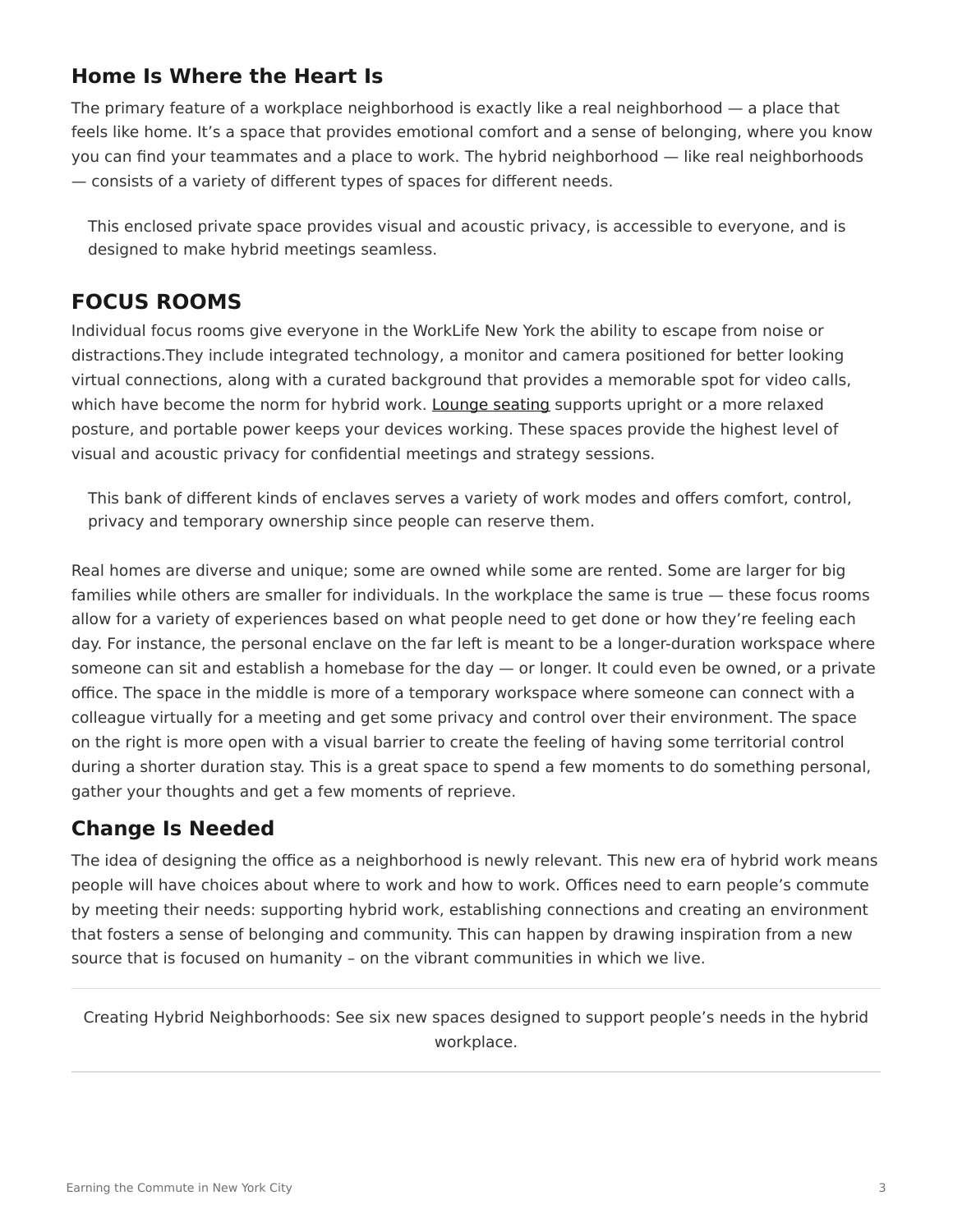## Home Is Where the Heart Is

The primary feature of a workplace neighborhood is exactly like a real neighborhood — a place that feels like home. It's a space that provides emotional comfort and a sense of belonging, where you know you can find your teammates and a place to work. The hybrid neighborhood — like real neighborhoods — consists of a variety of different types of spaces for different needs.

> This enclosed private space provides visual and acoustic privacy, is accessible to everyone, and is designed to make hybrid meetings seamless.

## FOCUS ROOMS

Individual focus rooms give everyone in the WorkLife New York the ability to escape from noise or distractions.They include integrated technology, a monitor and camera positioned for better looking virtual connections, along with a curated background that provides a memorable spot for video calls, which have become the norm for hybrid work. Lounge seating supports upright or a more relaxed posture, and portable power keeps your devices working. These spaces provide the highest level of visual and acoustic privacy for confidential meetings and strategy sessions.

> This bank of different kinds of enclaves serves a variety of work modes and offers comfort, control, privacy and temporary ownership since people can reserve them.

Real homes are diverse and unique; some are owned while some are rented. Some are larger for big families while others are smaller for individuals. In the workplace the same is true — these focus rooms allow for a variety of experiences based on what people need to get done or how they're feeling each day. For instance, the personal enclave on the far left is meant to be a longer-duration workspace where someone can sit and establish a homebase for the day — or longer. It could even be owned, or a private office. The space in the middle is more of a temporary workspace where someone can connect with a colleague virtually for a meeting and get some privacy and control over their environment. The space on the right is more open with a visual barrier to create the feeling of having some territorial control during a shorter duration stay. This is a great space to spend a few moments to do something personal, gather your thoughts and get a few moments of reprieve.

## Change Is Needed

The idea of designing the office as a neighborhood is newly relevant. This new era of hybrid work means people will have choices about where to work and how to work. Offices need to earn people's commute by meeting their needs: supporting hybrid work, establishing connections and creating an environment that fosters a sense of belonging and community. This can happen by drawing inspiration from a new source that is focused on humanity – on the vibrant communities in which we live.

---

Creating Hybrid Neighborhoods: See six new spaces designed to support people's needs in the hybrid workplace.

---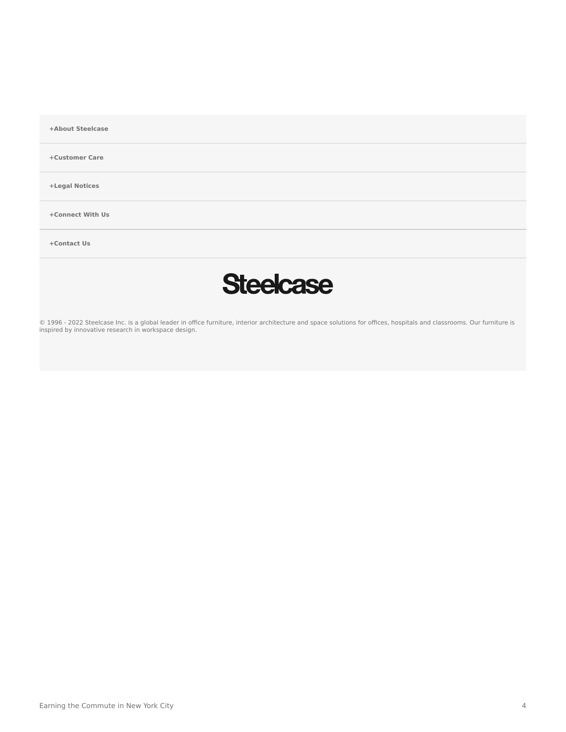**+About Steelcase**

**+Customer Care**

**+Legal Notices**

**+Connect With Us**

**+Contact Us**

Steelcase

© 1996 - 2022 Steelcase Inc. is a global leader in office furniture, interior architecture and space solutions for offices, hospitals and classrooms. Our furniture is inspired by innovative research in workspace design.